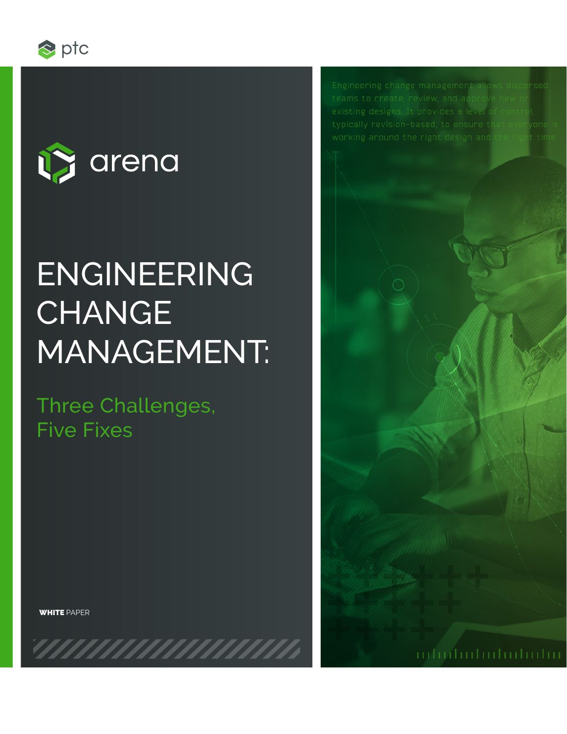ptc

arena

# ENGINEERING CHANGE MANAGEMENT:

## Three Challenges, Five Fixes

**WHITE** PAPER

Engineering change management allows dispersed teams to create, review, and approve new or existing designs. It provides a level of control, typically revision-based, to ensure that everyone is working around the right design and the right time.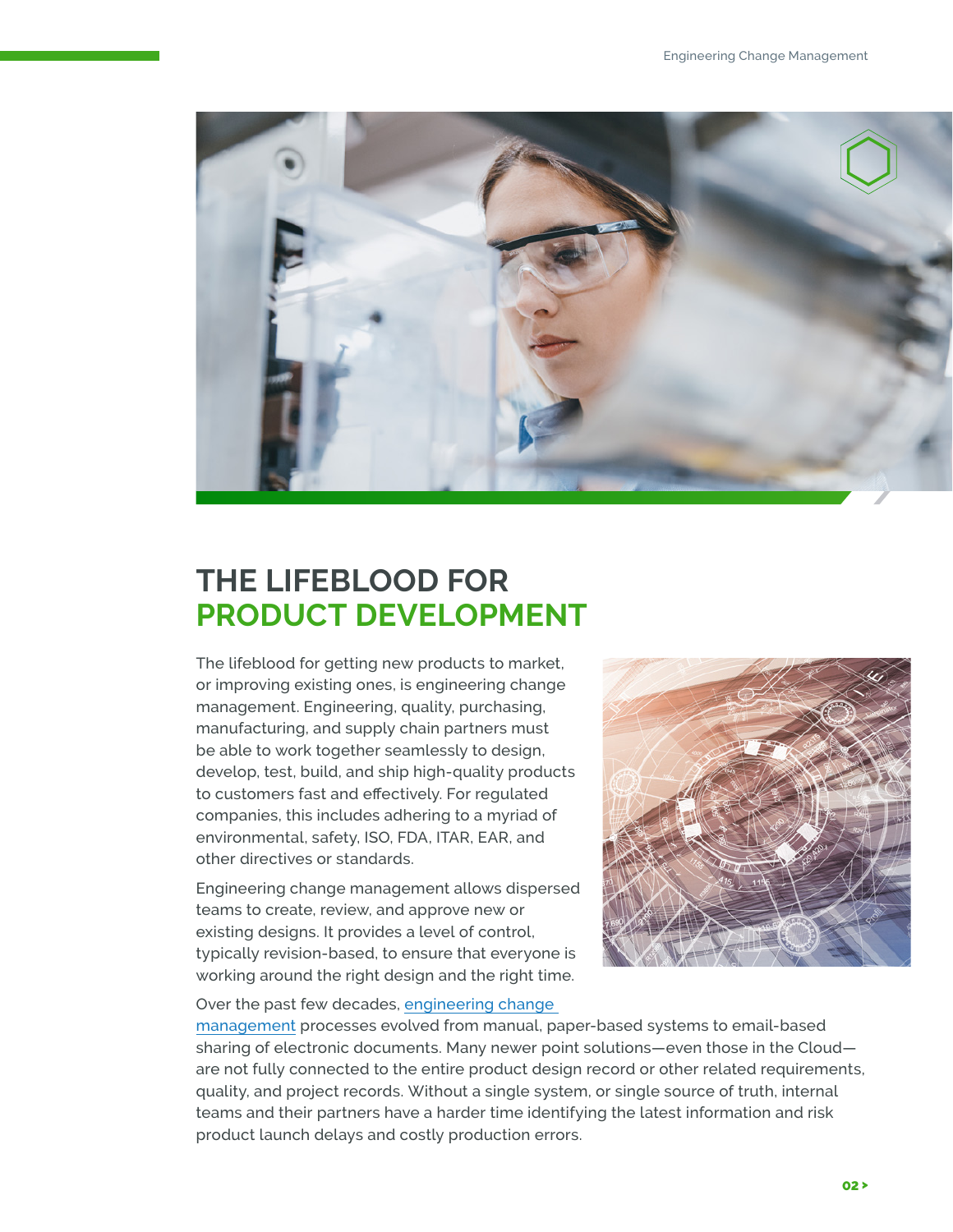## THE LIFEBLOOD FOR PRODUCT DEVELOPMENT

The lifeblood for getting new products to market, or improving existing ones, is engineering change management. Engineering, quality, purchasing, manufacturing, and supply chain partners must be able to work together seamlessly to design, develop, test, build, and ship high-quality products to customers fast and effectively. For regulated companies, this includes adhering to a myriad of environmental, safety, ISO, FDA, ITAR, EAR, and other directives or standards.

Engineering change management allows dispersed teams to create, review, and approve new or existing designs. It provides a level of control, typically revision-based, to ensure that everyone is working around the right design and the right time.

Over the past few decades, engineering change management processes evolved from manual, paper-based systems to email-based sharing of electronic documents. Many newer point solutions—even those in the Cloud—are not fully connected to the entire product design record or other related requirements, quality, and project records. Without a single system, or single source of truth, internal teams and their partners have a harder time identifying the latest information and risk product launch delays and costly production errors.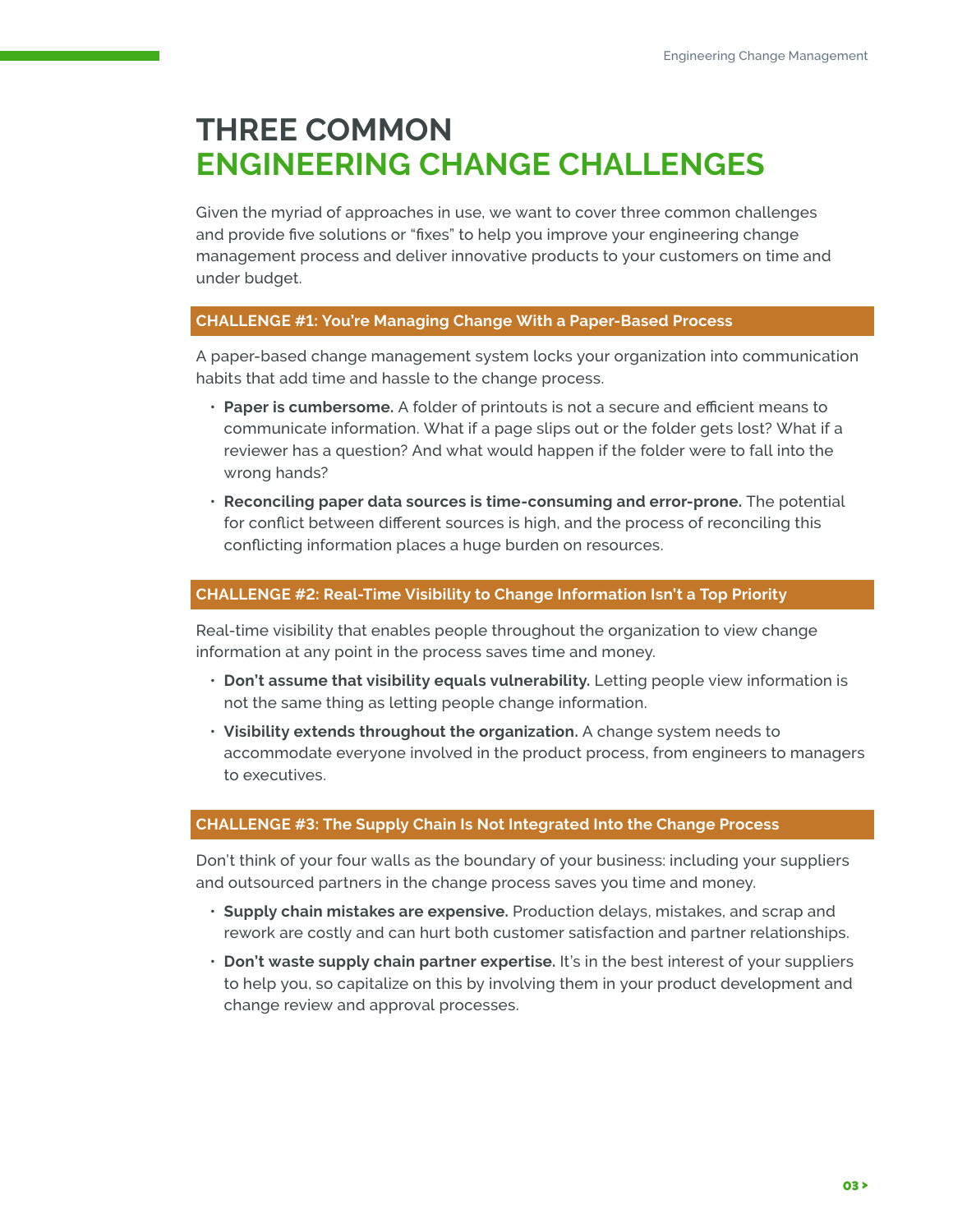# THREE COMMON ENGINEERING CHANGE CHALLENGES

Given the myriad of approaches in use, we want to cover three common challenges and provide five solutions or "fixes" to help you improve your engineering change management process and deliver innovative products to your customers on time and under budget.

## CHALLENGE #1: You're Managing Change With a Paper-Based Process

A paper-based change management system locks your organization into communication habits that add time and hassle to the change process.

- **Paper is cumbersome.** A folder of printouts is not a secure and efficient means to communicate information. What if a page slips out or the folder gets lost? What if a reviewer has a question? And what would happen if the folder were to fall into the wrong hands?
- **Reconciling paper data sources is time-consuming and error-prone.** The potential for conflict between different sources is high, and the process of reconciling this conflicting information places a huge burden on resources.

## CHALLENGE #2: Real-Time Visibility to Change Information Isn't a Top Priority

Real-time visibility that enables people throughout the organization to view change information at any point in the process saves time and money.

- **Don't assume that visibility equals vulnerability.** Letting people view information is not the same thing as letting people change information.
- **Visibility extends throughout the organization.** A change system needs to accommodate everyone involved in the product process, from engineers to managers to executives.

## CHALLENGE #3: The Supply Chain Is Not Integrated Into the Change Process

Don't think of your four walls as the boundary of your business: including your suppliers and outsourced partners in the change process saves you time and money.

- **Supply chain mistakes are expensive.** Production delays, mistakes, and scrap and rework are costly and can hurt both customer satisfaction and partner relationships.
- **Don't waste supply chain partner expertise.** It's in the best interest of your suppliers to help you, so capitalize on this by involving them in your product development and change review and approval processes.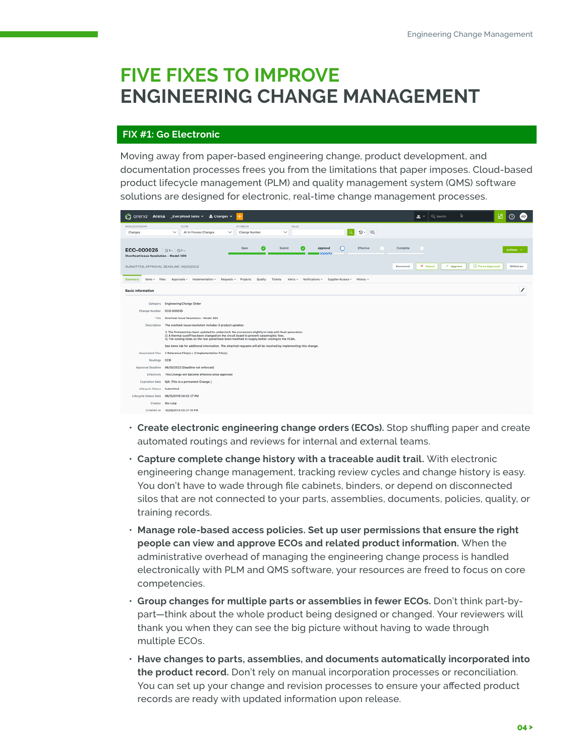# FIVE FIXES TO IMPROVE ENGINEERING CHANGE MANAGEMENT

## FIX #1: Go Electronic

Moving away from paper-based engineering change, product development, and documentation processes frees you from the limitations that paper imposes. Cloud-based product lifecycle management (PLM) and quality management system (QMS) software solutions are designed for electronic, real-time change management processes.

- **Create electronic engineering change orders (ECOs).** Stop shuffling paper and create automated routings and reviews for internal and external teams.
- **Capture complete change history with a traceable audit trail.** With electronic engineering change management, tracking review cycles and change history is easy. You don't have to wade through file cabinets, binders, or depend on disconnected silos that are not connected to your parts, assemblies, documents, policies, quality, or training records.
- **Manage role-based access policies. Set up user permissions that ensure the right people can view and approve ECOs and related product information.** When the administrative overhead of managing the engineering change process is handled electronically with PLM and QMS software, your resources are freed to focus on core competencies.
- **Group changes for multiple parts or assemblies in fewer ECOs.** Don't think part-by-part—think about the whole product being designed or changed. Your reviewers will thank you when they can see the big picture without having to wade through multiple ECOs.
- **Have changes to parts, assemblies, and documents automatically incorporated into the product record.** Don't rely on manual incorporation processes or reconciliation. You can set up your change and revision processes to ensure your affected product records are ready with updated information upon release.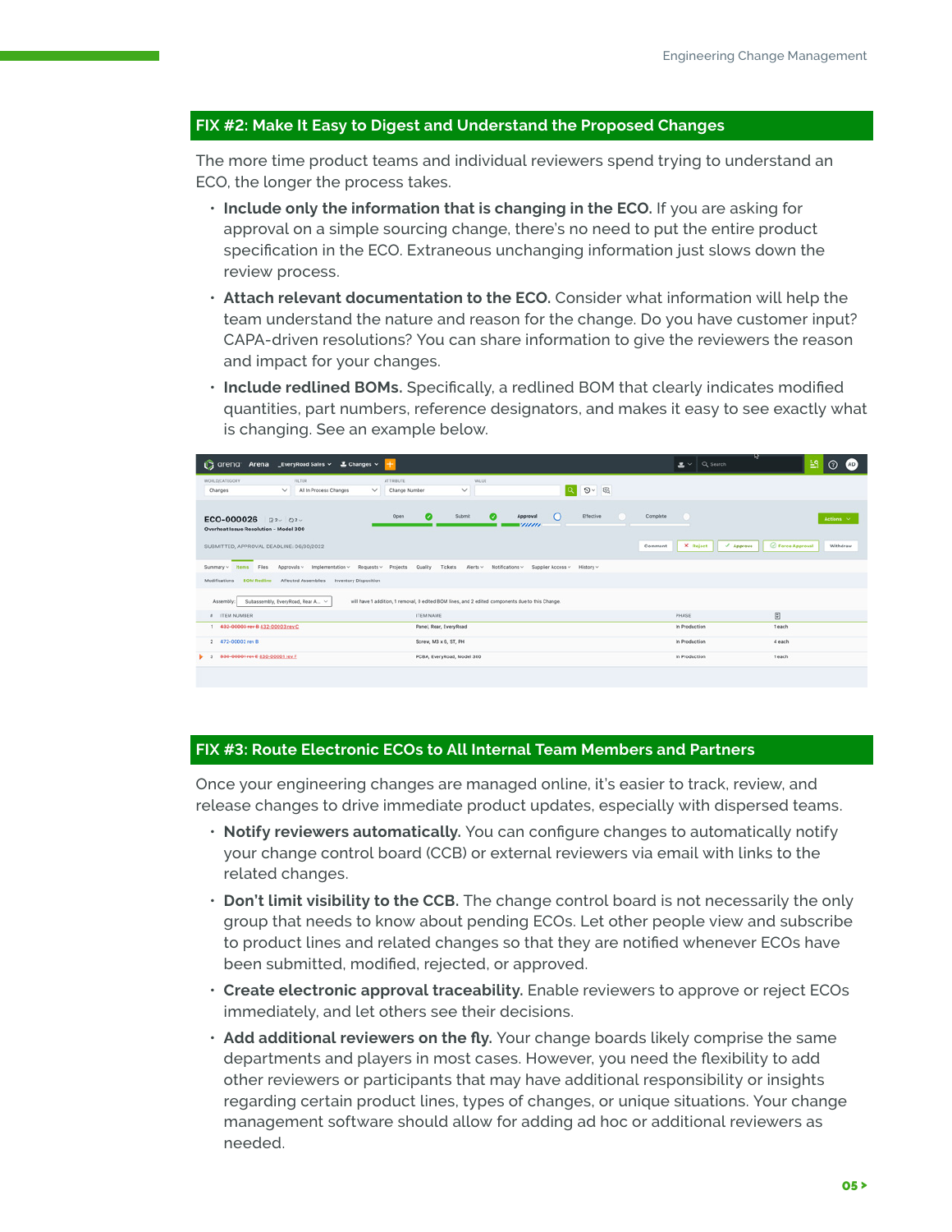## FIX #2: Make It Easy to Digest and Understand the Proposed Changes

The more time product teams and individual reviewers spend trying to understand an ECO, the longer the process takes.

- **Include only the information that is changing in the ECO.** If you are asking for approval on a simple sourcing change, there's no need to put the entire product specification in the ECO. Extraneous unchanging information just slows down the review process.
- **Attach relevant documentation to the ECO.** Consider what information will help the team understand the nature and reason for the change. Do you have customer input? CAPA-driven resolutions? You can share information to give the reviewers the reason and impact for your changes.
- **Include redlined BOMs.** Specifically, a redlined BOM that clearly indicates modified quantities, part numbers, reference designators, and makes it easy to see exactly what is changing. See an example below.

## FIX #3: Route Electronic ECOs to All Internal Team Members and Partners

Once your engineering changes are managed online, it's easier to track, review, and release changes to drive immediate product updates, especially with dispersed teams.

- **Notify reviewers automatically.** You can configure changes to automatically notify your change control board (CCB) or external reviewers via email with links to the related changes.
- **Don't limit visibility to the CCB.** The change control board is not necessarily the only group that needs to know about pending ECOs. Let other people view and subscribe to product lines and related changes so that they are notified whenever ECOs have been submitted, modified, rejected, or approved.
- **Create electronic approval traceability.** Enable reviewers to approve or reject ECOs immediately, and let others see their decisions.
- **Add additional reviewers on the fly.** Your change boards likely comprise the same departments and players in most cases. However, you need the flexibility to add other reviewers or participants that may have additional responsibility or insights regarding certain product lines, types of changes, or unique situations. Your change management software should allow for adding ad hoc or additional reviewers as needed.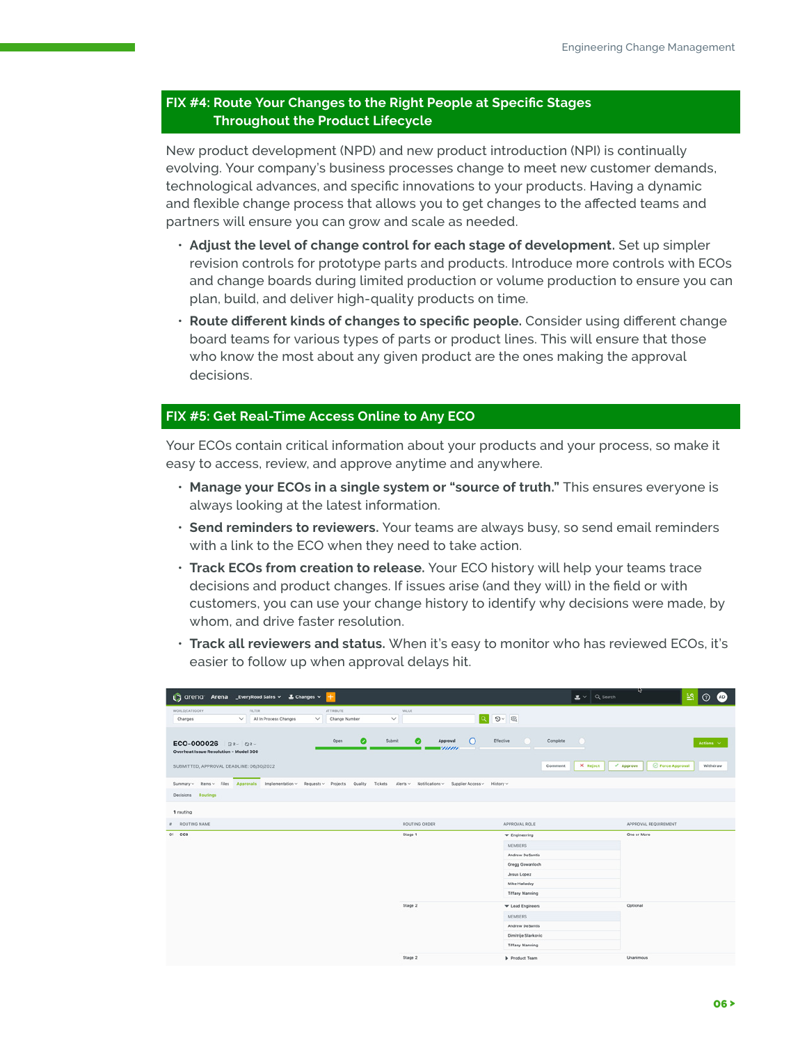## FIX #4: Route Your Changes to the Right People at Specific Stages Throughout the Product Lifecycle

New product development (NPD) and new product introduction (NPI) is continually evolving. Your company's business processes change to meet new customer demands, technological advances, and specific innovations to your products. Having a dynamic and flexible change process that allows you to get changes to the affected teams and partners will ensure you can grow and scale as needed.

- **Adjust the level of change control for each stage of development.** Set up simpler revision controls for prototype parts and products. Introduce more controls with ECOs and change boards during limited production or volume production to ensure you can plan, build, and deliver high-quality products on time.
- **Route different kinds of changes to specific people.** Consider using different change board teams for various types of parts or product lines. This will ensure that those who know the most about any given product are the ones making the approval decisions.

## FIX #5: Get Real-Time Access Online to Any ECO

Your ECOs contain critical information about your products and your process, so make it easy to access, review, and approve anytime and anywhere.

- **Manage your ECOs in a single system or "source of truth."** This ensures everyone is always looking at the latest information.
- **Send reminders to reviewers.** Your teams are always busy, so send email reminders with a link to the ECO when they need to take action.
- **Track ECOs from creation to release.** Your ECO history will help your teams trace decisions and product changes. If issues arise (and they will) in the field or with customers, you can use your change history to identify why decisions were made, by whom, and drive faster resolution.
- **Track all reviewers and status.** When it's easy to monitor who has reviewed ECOs, it's easier to follow up when approval delays hit.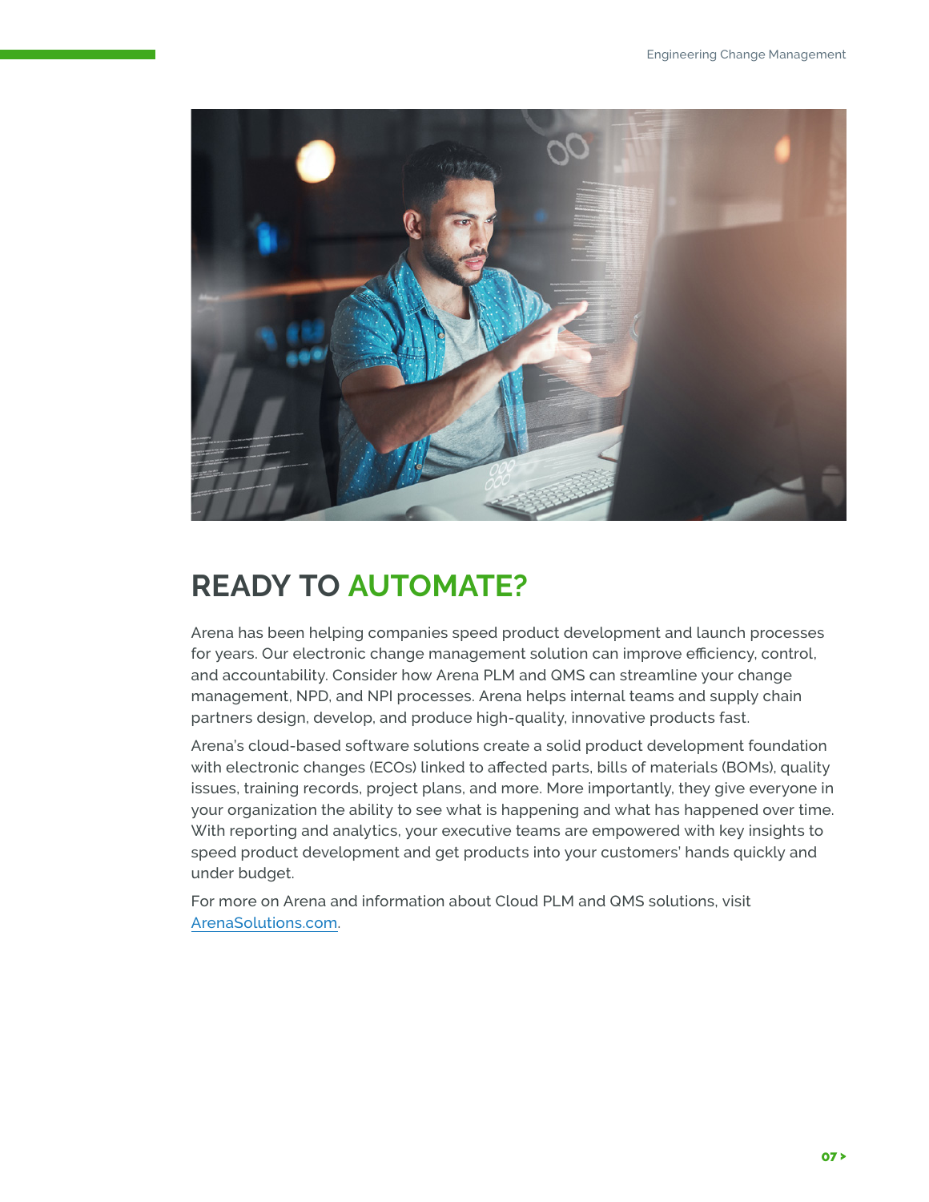## READY TO AUTOMATE?

Arena has been helping companies speed product development and launch processes for years. Our electronic change management solution can improve efficiency, control, and accountability. Consider how Arena PLM and QMS can streamline your change management, NPD, and NPI processes. Arena helps internal teams and supply chain partners design, develop, and produce high-quality, innovative products fast.

Arena's cloud-based software solutions create a solid product development foundation with electronic changes (ECOs) linked to affected parts, bills of materials (BOMs), quality issues, training records, project plans, and more. More importantly, they give everyone in your organization the ability to see what is happening and what has happened over time. With reporting and analytics, your executive teams are empowered with key insights to speed product development and get products into your customers' hands quickly and under budget.

For more on Arena and information about Cloud PLM and QMS solutions, visit [ArenaSolutions.com](https://www.arenasolutions.com).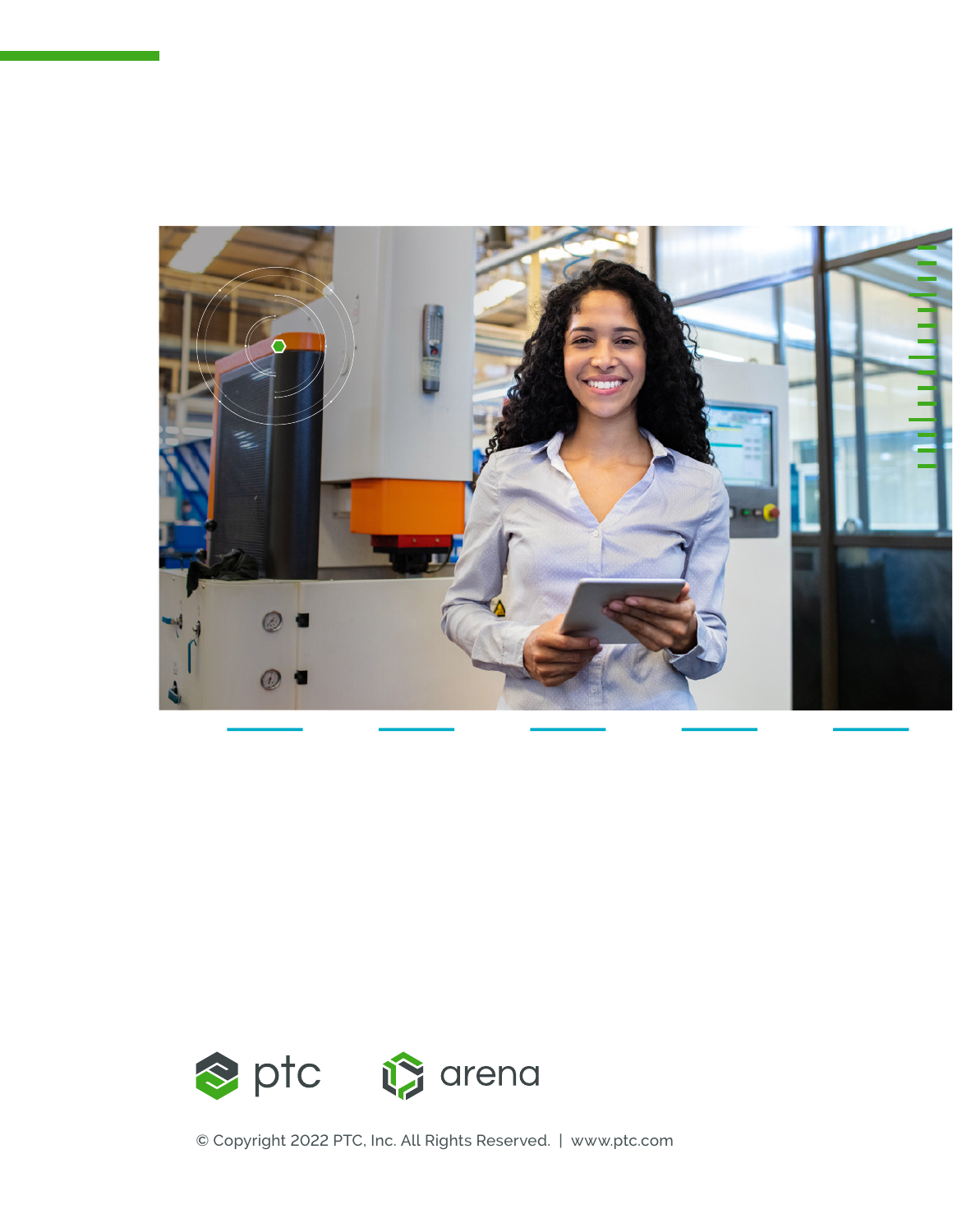ptc arena

© Copyright 2022 PTC, Inc. All Rights Reserved. | www.ptc.com